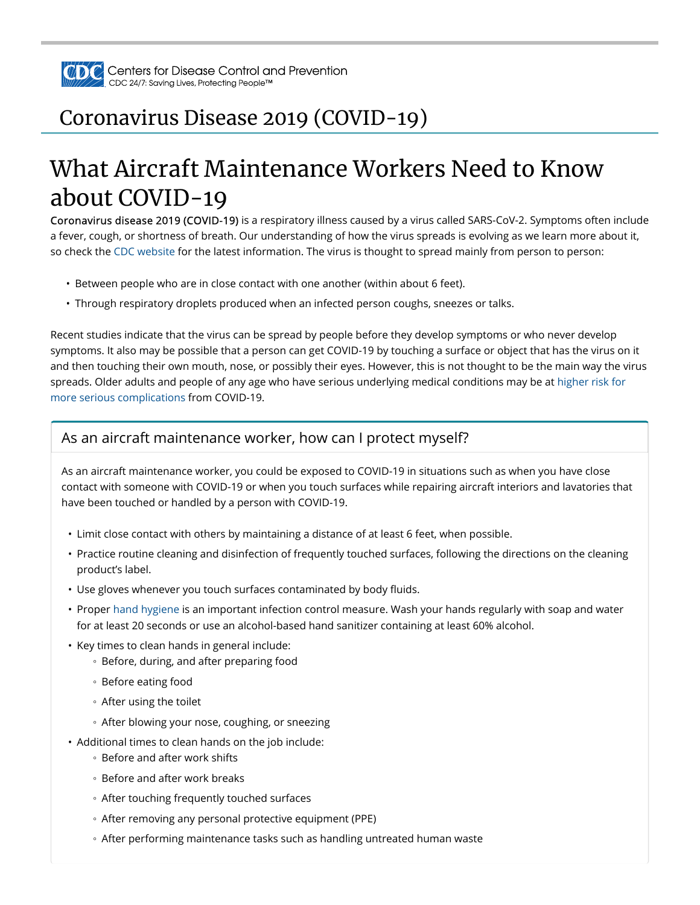Centers for Disease Control and Prevention
CDC 24/7: Saving Lives, Protecting People™

## Coronavirus Disease 2019 (COVID-19)

# What Aircraft Maintenance Workers Need to Know about COVID-19

**Coronavirus disease 2019 (COVID-19)** is a respiratory illness caused by a virus called SARS-CoV-2. Symptoms often include a fever, cough, or shortness of breath. Our understanding of how the virus spreads is evolving as we learn more about it, so check the CDC website for the latest information. The virus is thought to spread mainly from person to person:

- Between people who are in close contact with one another (within about 6 feet).
- Through respiratory droplets produced when an infected person coughs, sneezes or talks.

Recent studies indicate that the virus can be spread by people before they develop symptoms or who never develop symptoms. It also may be possible that a person can get COVID-19 by touching a surface or object that has the virus on it and then touching their own mouth, nose, or possibly their eyes. However, this is not thought to be the main way the virus spreads. Older adults and people of any age who have serious underlying medical conditions may be at higher risk for more serious complications from COVID-19.

## As an aircraft maintenance worker, how can I protect myself?

As an aircraft maintenance worker, you could be exposed to COVID-19 in situations such as when you have close contact with someone with COVID-19 or when you touch surfaces while repairing aircraft interiors and lavatories that have been touched or handled by a person with COVID-19.

- Limit close contact with others by maintaining a distance of at least 6 feet, when possible.
- Practice routine cleaning and disinfection of frequently touched surfaces, following the directions on the cleaning product's label.
- Use gloves whenever you touch surfaces contaminated by body fluids.
- Proper hand hygiene is an important infection control measure. Wash your hands regularly with soap and water for at least 20 seconds or use an alcohol-based hand sanitizer containing at least 60% alcohol.
- Key times to clean hands in general include:
  - Before, during, and after preparing food
  - Before eating food
  - After using the toilet
  - After blowing your nose, coughing, or sneezing
- Additional times to clean hands on the job include:
  - Before and after work shifts
  - Before and after work breaks
  - After touching frequently touched surfaces
  - After removing any personal protective equipment (PPE)
  - After performing maintenance tasks such as handling untreated human waste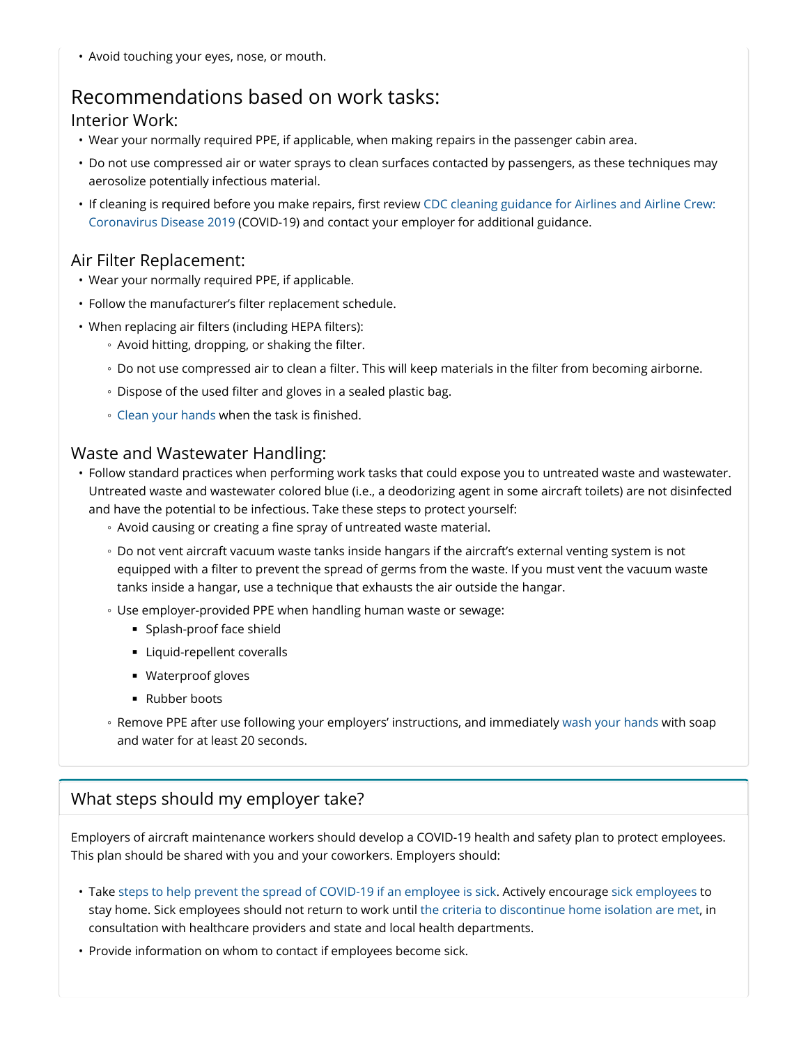- Avoid touching your eyes, nose, or mouth.

## Recommendations based on work tasks:

### Interior Work:

- Wear your normally required PPE, if applicable, when making repairs in the passenger cabin area.
- Do not use compressed air or water sprays to clean surfaces contacted by passengers, as these techniques may aerosolize potentially infectious material.
- If cleaning is required before you make repairs, first review CDC cleaning guidance for Airlines and Airline Crew: Coronavirus Disease 2019 (COVID-19) and contact your employer for additional guidance.

### Air Filter Replacement:

- Wear your normally required PPE, if applicable.
- Follow the manufacturer's filter replacement schedule.
- When replacing air filters (including HEPA filters):
  - Avoid hitting, dropping, or shaking the filter.
  - Do not use compressed air to clean a filter. This will keep materials in the filter from becoming airborne.
  - Dispose of the used filter and gloves in a sealed plastic bag.
  - Clean your hands when the task is finished.

### Waste and Wastewater Handling:

- Follow standard practices when performing work tasks that could expose you to untreated waste and wastewater. Untreated waste and wastewater colored blue (i.e., a deodorizing agent in some aircraft toilets) are not disinfected and have the potential to be infectious. Take these steps to protect yourself:
  - Avoid causing or creating a fine spray of untreated waste material.
  - Do not vent aircraft vacuum waste tanks inside hangars if the aircraft's external venting system is not equipped with a filter to prevent the spread of germs from the waste. If you must vent the vacuum waste tanks inside a hangar, use a technique that exhausts the air outside the hangar.
  - Use employer-provided PPE when handling human waste or sewage:
    - Splash-proof face shield
    - Liquid-repellent coveralls
    - Waterproof gloves
    - Rubber boots
  - Remove PPE after use following your employers' instructions, and immediately wash your hands with soap and water for at least 20 seconds.

## What steps should my employer take?

Employers of aircraft maintenance workers should develop a COVID-19 health and safety plan to protect employees. This plan should be shared with you and your coworkers. Employers should:

- Take steps to help prevent the spread of COVID-19 if an employee is sick. Actively encourage sick employees to stay home. Sick employees should not return to work until the criteria to discontinue home isolation are met, in consultation with healthcare providers and state and local health departments.
- Provide information on whom to contact if employees become sick.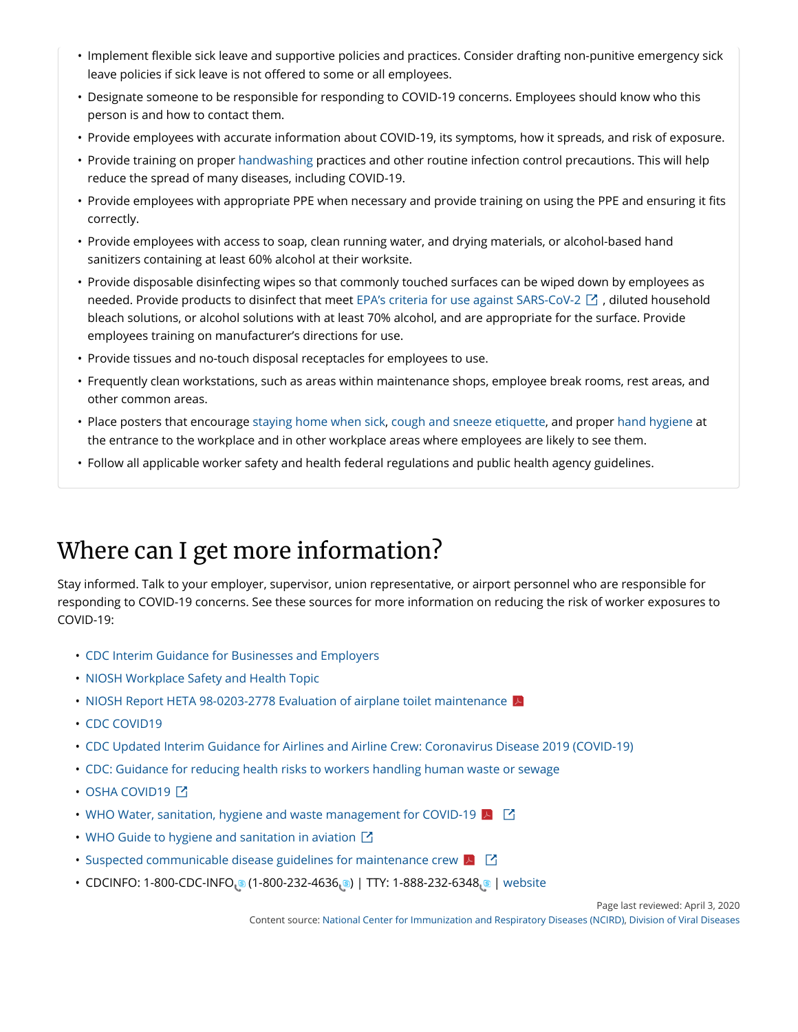- Implement flexible sick leave and supportive policies and practices. Consider drafting non-punitive emergency sick leave policies if sick leave is not offered to some or all employees.
- Designate someone to be responsible for responding to COVID-19 concerns. Employees should know who this person is and how to contact them.
- Provide employees with accurate information about COVID-19, its symptoms, how it spreads, and risk of exposure.
- Provide training on proper handwashing practices and other routine infection control precautions. This will help reduce the spread of many diseases, including COVID-19.
- Provide employees with appropriate PPE when necessary and provide training on using the PPE and ensuring it fits correctly.
- Provide employees with access to soap, clean running water, and drying materials, or alcohol-based hand sanitizers containing at least 60% alcohol at their worksite.
- Provide disposable disinfecting wipes so that commonly touched surfaces can be wiped down by employees as needed. Provide products to disinfect that meet EPA's criteria for use against SARS-CoV-2, diluted household bleach solutions, or alcohol solutions with at least 70% alcohol, and are appropriate for the surface. Provide employees training on manufacturer's directions for use.
- Provide tissues and no-touch disposal receptacles for employees to use.
- Frequently clean workstations, such as areas within maintenance shops, employee break rooms, rest areas, and other common areas.
- Place posters that encourage staying home when sick, cough and sneeze etiquette, and proper hand hygiene at the entrance to the workplace and in other workplace areas where employees are likely to see them.
- Follow all applicable worker safety and health federal regulations and public health agency guidelines.

# Where can I get more information?

Stay informed. Talk to your employer, supervisor, union representative, or airport personnel who are responsible for responding to COVID-19 concerns. See these sources for more information on reducing the risk of worker exposures to COVID-19:

- CDC Interim Guidance for Businesses and Employers
- NIOSH Workplace Safety and Health Topic
- NIOSH Report HETA 98-0203-2778 Evaluation of airplane toilet maintenance
- CDC COVID19
- CDC Updated Interim Guidance for Airlines and Airline Crew: Coronavirus Disease 2019 (COVID-19)
- CDC: Guidance for reducing health risks to workers handling human waste or sewage
- OSHA COVID19
- WHO Water, sanitation, hygiene and waste management for COVID-19
- WHO Guide to hygiene and sanitation in aviation
- Suspected communicable disease guidelines for maintenance crew
- CDCINFO: 1-800-CDC-INFO (1-800-232-4636) | TTY: 1-888-232-6348 | website

Page last reviewed: April 3, 2020

Content source: National Center for Immunization and Respiratory Diseases (NCIRD), Division of Viral Diseases